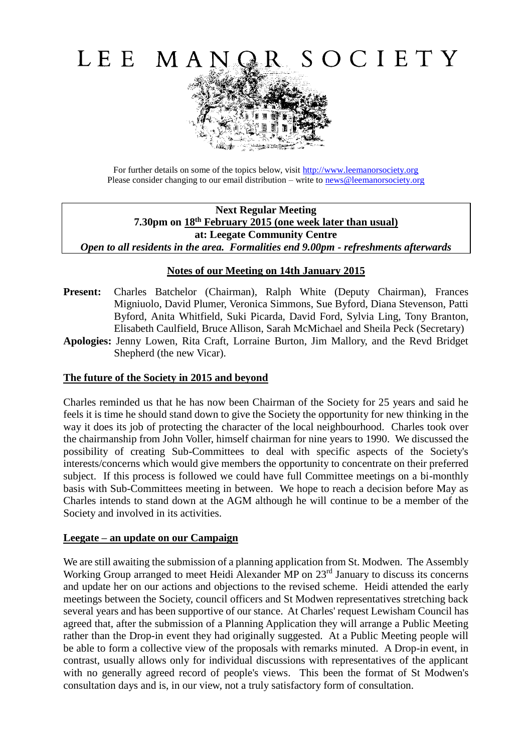# LEE MANOR SOCIETY

For further details on some of the topics below, visit http://www.leemanorsociety.org
Please consider changing to our email distribution – write to news@leemanorsociety.org

**Next Regular Meeting**
**7.30pm on 18th February 2015 (one week later than usual)**
**at: Leegate Community Centre**
***Open to all residents in the area. Formalities end 9.00pm - refreshments afterwards***

## Notes of our Meeting on 14th January 2015

**Present:** Charles Batchelor (Chairman), Ralph White (Deputy Chairman), Frances Migniuolo, David Plumer, Veronica Simmons, Sue Byford, Diana Stevenson, Patti Byford, Anita Whitfield, Suki Picarda, David Ford, Sylvia Ling, Tony Branton, Elisabeth Caulfield, Bruce Allison, Sarah McMichael and Sheila Peck (Secretary)

**Apologies:** Jenny Lowen, Rita Craft, Lorraine Burton, Jim Mallory, and the Revd Bridget Shepherd (the new Vicar).

### The future of the Society in 2015 and beyond

Charles reminded us that he has now been Chairman of the Society for 25 years and said he feels it is time he should stand down to give the Society the opportunity for new thinking in the way it does its job of protecting the character of the local neighbourhood. Charles took over the chairmanship from John Voller, himself chairman for nine years to 1990. We discussed the possibility of creating Sub-Committees to deal with specific aspects of the Society's interests/concerns which would give members the opportunity to concentrate on their preferred subject. If this process is followed we could have full Committee meetings on a bi-monthly basis with Sub-Committees meeting in between. We hope to reach a decision before May as Charles intends to stand down at the AGM although he will continue to be a member of the Society and involved in its activities.

### Leegate – an update on our Campaign

We are still awaiting the submission of a planning application from St. Modwen. The Assembly Working Group arranged to meet Heidi Alexander MP on 23rd January to discuss its concerns and update her on our actions and objections to the revised scheme. Heidi attended the early meetings between the Society, council officers and St Modwen representatives stretching back several years and has been supportive of our stance. At Charles' request Lewisham Council has agreed that, after the submission of a Planning Application they will arrange a Public Meeting rather than the Drop-in event they had originally suggested. At a Public Meeting people will be able to form a collective view of the proposals with remarks minuted. A Drop-in event, in contrast, usually allows only for individual discussions with representatives of the applicant with no generally agreed record of people's views. This been the format of St Modwen's consultation days and is, in our view, not a truly satisfactory form of consultation.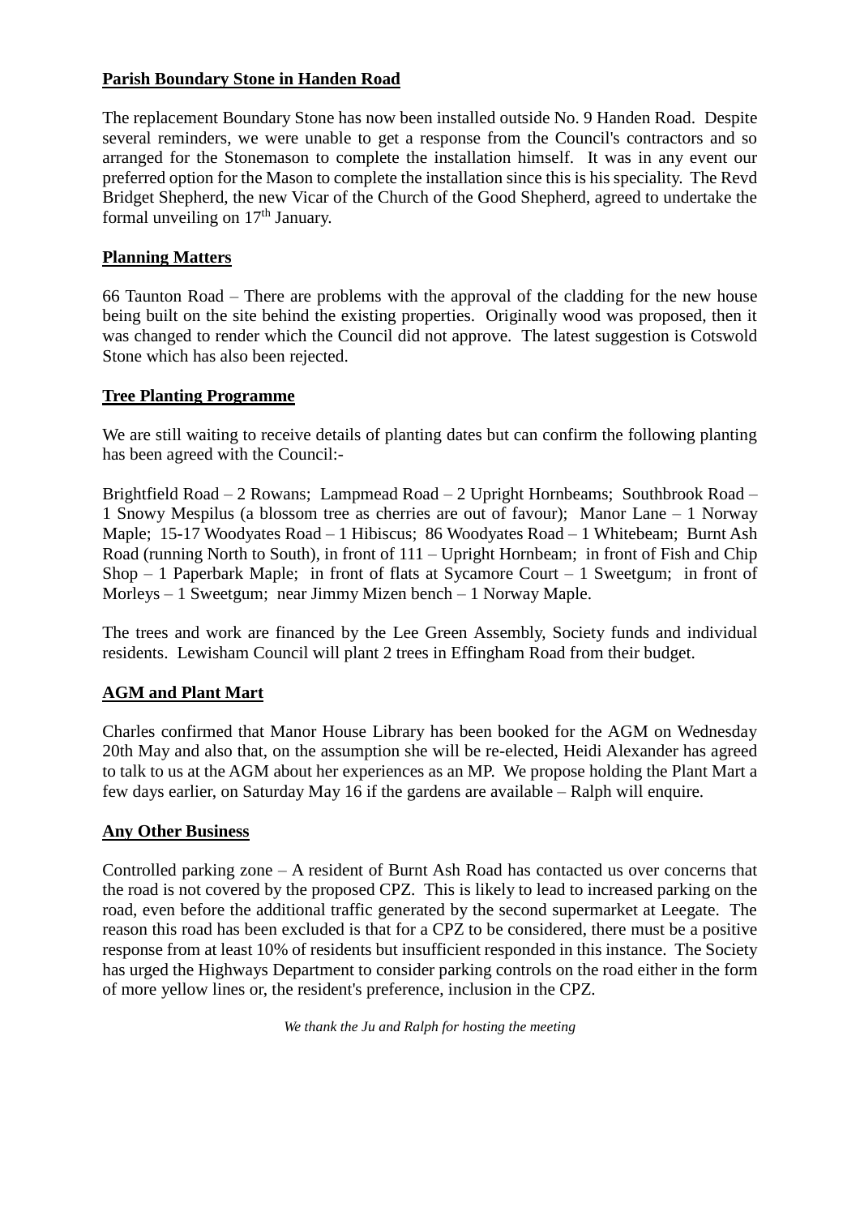**Parish Boundary Stone in Handen Road**

The replacement Boundary Stone has now been installed outside No. 9 Handen Road. Despite several reminders, we were unable to get a response from the Council's contractors and so arranged for the Stonemason to complete the installation himself. It was in any event our preferred option for the Mason to complete the installation since this is his speciality. The Revd Bridget Shepherd, the new Vicar of the Church of the Good Shepherd, agreed to undertake the formal unveiling on 17th January.

**Planning Matters**

66 Taunton Road – There are problems with the approval of the cladding for the new house being built on the site behind the existing properties. Originally wood was proposed, then it was changed to render which the Council did not approve. The latest suggestion is Cotswold Stone which has also been rejected.

**Tree Planting Programme**

We are still waiting to receive details of planting dates but can confirm the following planting has been agreed with the Council:-

Brightfield Road – 2 Rowans; Lampmead Road – 2 Upright Hornbeams; Southbrook Road – 1 Snowy Mespilus (a blossom tree as cherries are out of favour); Manor Lane – 1 Norway Maple; 15-17 Woodyates Road – 1 Hibiscus; 86 Woodyates Road – 1 Whitebeam; Burnt Ash Road (running North to South), in front of 111 – Upright Hornbeam; in front of Fish and Chip Shop – 1 Paperbark Maple; in front of flats at Sycamore Court – 1 Sweetgum; in front of Morleys – 1 Sweetgum; near Jimmy Mizen bench – 1 Norway Maple.

The trees and work are financed by the Lee Green Assembly, Society funds and individual residents. Lewisham Council will plant 2 trees in Effingham Road from their budget.

**AGM and Plant Mart**

Charles confirmed that Manor House Library has been booked for the AGM on Wednesday 20th May and also that, on the assumption she will be re-elected, Heidi Alexander has agreed to talk to us at the AGM about her experiences as an MP. We propose holding the Plant Mart a few days earlier, on Saturday May 16 if the gardens are available – Ralph will enquire.

**Any Other Business**

Controlled parking zone – A resident of Burnt Ash Road has contacted us over concerns that the road is not covered by the proposed CPZ. This is likely to lead to increased parking on the road, even before the additional traffic generated by the second supermarket at Leegate. The reason this road has been excluded is that for a CPZ to be considered, there must be a positive response from at least 10% of residents but insufficient responded in this instance. The Society has urged the Highways Department to consider parking controls on the road either in the form of more yellow lines or, the resident's preference, inclusion in the CPZ.

*We thank the Ju and Ralph for hosting the meeting*